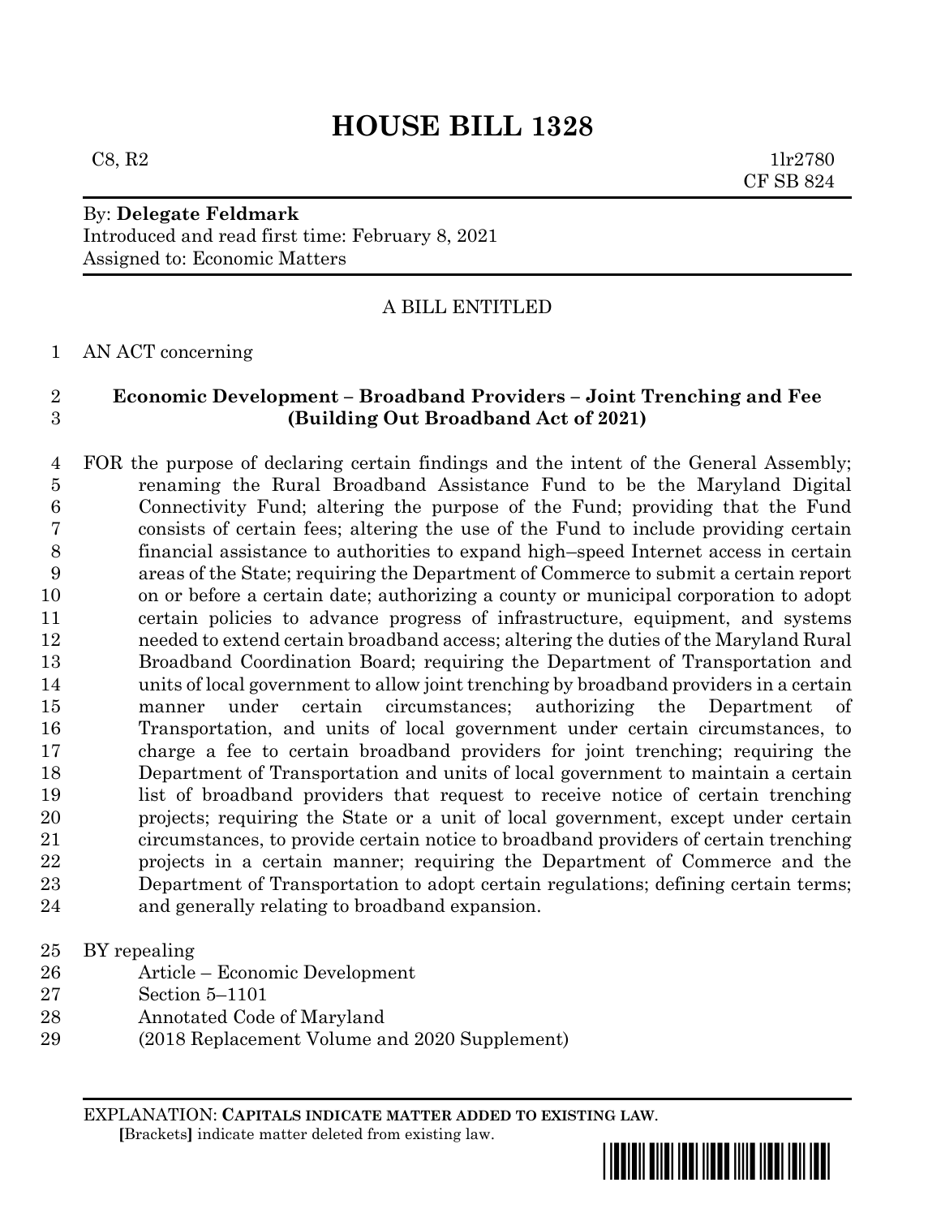# HOUSE BILL 1328

C8, R2 1lr2780

CF SB 824

By: **Delegate Feldmark**

Introduced and read first time: February 8, 2021

Assigned to: Economic Matters

A BILL ENTITLED

AN ACT concerning

**Economic Development – Broadband Providers – Joint Trenching and Fee (Building Out Broadband Act of 2021)**

FOR the purpose of declaring certain findings and the intent of the General Assembly; renaming the Rural Broadband Assistance Fund to be the Maryland Digital Connectivity Fund; altering the purpose of the Fund; providing that the Fund consists of certain fees; altering the use of the Fund to include providing certain financial assistance to authorities to expand high–speed Internet access in certain areas of the State; requiring the Department of Commerce to submit a certain report on or before a certain date; authorizing a county or municipal corporation to adopt certain policies to advance progress of infrastructure, equipment, and systems needed to extend certain broadband access; altering the duties of the Maryland Rural Broadband Coordination Board; requiring the Department of Transportation and units of local government to allow joint trenching by broadband providers in a certain manner under certain circumstances; authorizing the Department of Transportation, and units of local government under certain circumstances, to charge a fee to certain broadband providers for joint trenching; requiring the Department of Transportation and units of local government to maintain a certain list of broadband providers that request to receive notice of certain trenching projects; requiring the State or a unit of local government, except under certain circumstances, to provide certain notice to broadband providers of certain trenching projects in a certain manner; requiring the Department of Commerce and the Department of Transportation to adopt certain regulations; defining certain terms; and generally relating to broadband expansion.

BY repealing

Article – Economic Development

Section 5–1101

Annotated Code of Maryland

(2018 Replacement Volume and 2020 Supplement)

EXPLANATION: **CAPITALS INDICATE MATTER ADDED TO EXISTING LAW.**

**[**Brackets**]** indicate matter deleted from existing law.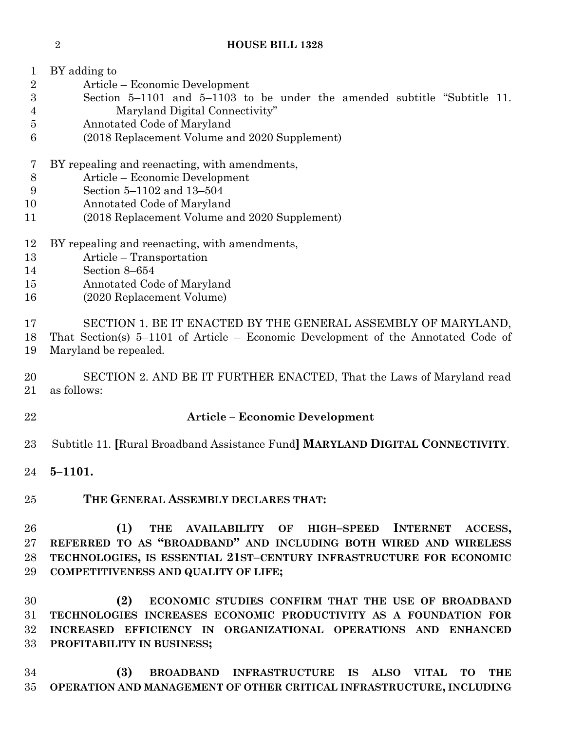BY adding to
Article – Economic Development
Section 5–1101 and 5–1103 to be under the amended subtitle "Subtitle 11. Maryland Digital Connectivity"
Annotated Code of Maryland
(2018 Replacement Volume and 2020 Supplement)

BY repealing and reenacting, with amendments,
Article – Economic Development
Section 5–1102 and 13–504
Annotated Code of Maryland
(2018 Replacement Volume and 2020 Supplement)

BY repealing and reenacting, with amendments,
Article – Transportation
Section 8–654
Annotated Code of Maryland
(2020 Replacement Volume)

SECTION 1. BE IT ENACTED BY THE GENERAL ASSEMBLY OF MARYLAND, That Section(s) 5–1101 of Article – Economic Development of the Annotated Code of Maryland be repealed.

SECTION 2. AND BE IT FURTHER ENACTED, That the Laws of Maryland read as follows:

**Article – Economic Development**

Subtitle 11. [Rural Broadband Assistance Fund] **MARYLAND DIGITAL CONNECTIVITY**.

**5–1101.**

**THE GENERAL ASSEMBLY DECLARES THAT:**

**(1) THE AVAILABILITY OF HIGH–SPEED INTERNET ACCESS, REFERRED TO AS "BROADBAND" AND INCLUDING BOTH WIRED AND WIRELESS TECHNOLOGIES, IS ESSENTIAL 21ST–CENTURY INFRASTRUCTURE FOR ECONOMIC COMPETITIVENESS AND QUALITY OF LIFE;**

**(2) ECONOMIC STUDIES CONFIRM THAT THE USE OF BROADBAND TECHNOLOGIES INCREASES ECONOMIC PRODUCTIVITY AS A FOUNDATION FOR INCREASED EFFICIENCY IN ORGANIZATIONAL OPERATIONS AND ENHANCED PROFITABILITY IN BUSINESS;**

**(3) BROADBAND INFRASTRUCTURE IS ALSO VITAL TO THE OPERATION AND MANAGEMENT OF OTHER CRITICAL INFRASTRUCTURE, INCLUDING**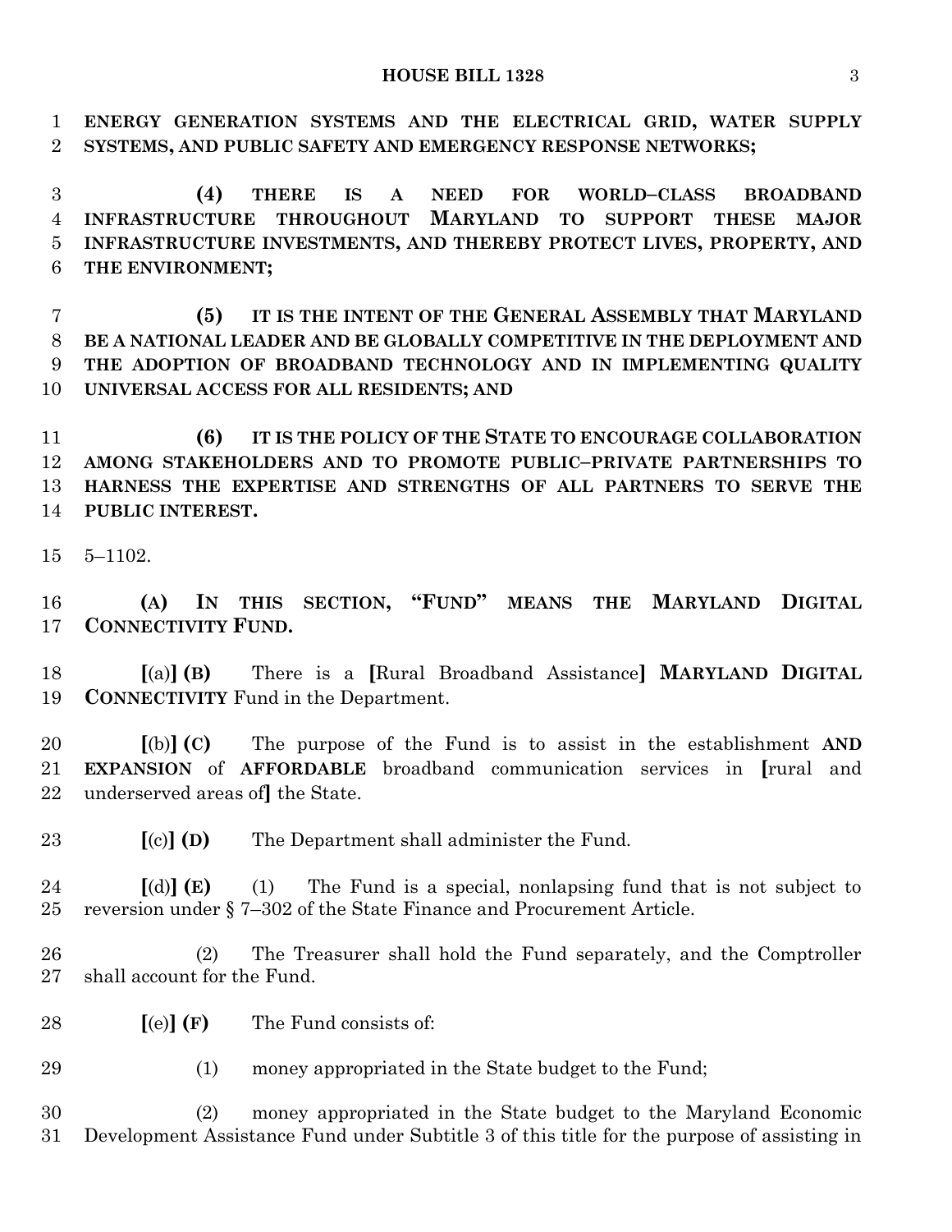**ENERGY GENERATION SYSTEMS AND THE ELECTRICAL GRID, WATER SUPPLY SYSTEMS, AND PUBLIC SAFETY AND EMERGENCY RESPONSE NETWORKS;**

**(4) THERE IS A NEED FOR WORLD–CLASS BROADBAND INFRASTRUCTURE THROUGHOUT MARYLAND TO SUPPORT THESE MAJOR INFRASTRUCTURE INVESTMENTS, AND THEREBY PROTECT LIVES, PROPERTY, AND THE ENVIRONMENT;**

**(5) IT IS THE INTENT OF THE GENERAL ASSEMBLY THAT MARYLAND BE A NATIONAL LEADER AND BE GLOBALLY COMPETITIVE IN THE DEPLOYMENT AND THE ADOPTION OF BROADBAND TECHNOLOGY AND IN IMPLEMENTING QUALITY UNIVERSAL ACCESS FOR ALL RESIDENTS; AND**

**(6) IT IS THE POLICY OF THE STATE TO ENCOURAGE COLLABORATION AMONG STAKEHOLDERS AND TO PROMOTE PUBLIC–PRIVATE PARTNERSHIPS TO HARNESS THE EXPERTISE AND STRENGTHS OF ALL PARTNERS TO SERVE THE PUBLIC INTEREST.**

5–1102.

**(A) IN THIS SECTION, "FUND" MEANS THE MARYLAND DIGITAL CONNECTIVITY FUND.**

**[**(a)**] (B)** There is a **[**Rural Broadband Assistance**] MARYLAND DIGITAL CONNECTIVITY** Fund in the Department.

**[**(b)**] (C)** The purpose of the Fund is to assist in the establishment **AND EXPANSION** of **AFFORDABLE** broadband communication services in **[**rural and underserved areas of**]** the State.

**[**(c)**] (D)** The Department shall administer the Fund.

**[**(d)**] (E)** (1) The Fund is a special, nonlapsing fund that is not subject to reversion under § 7–302 of the State Finance and Procurement Article.

(2) The Treasurer shall hold the Fund separately, and the Comptroller shall account for the Fund.

**[**(e)**] (F)** The Fund consists of:

(1) money appropriated in the State budget to the Fund;

(2) money appropriated in the State budget to the Maryland Economic Development Assistance Fund under Subtitle 3 of this title for the purpose of assisting in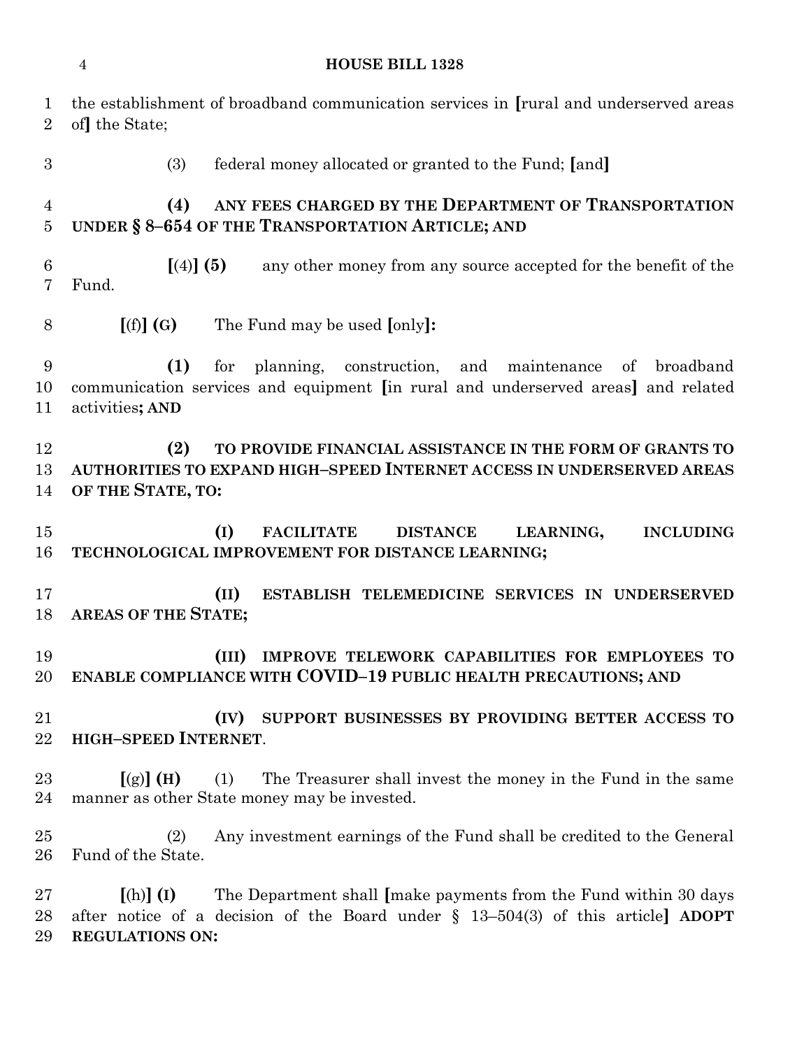the establishment of broadband communication services in [rural and underserved areas of] the State;

(3) federal money allocated or granted to the Fund; [and]

**(4) ANY FEES CHARGED BY THE DEPARTMENT OF TRANSPORTATION UNDER § 8–654 OF THE TRANSPORTATION ARTICLE; AND**

[(4)] **(5)** any other money from any source accepted for the benefit of the Fund.

[(f)] **(G)** The Fund may be used [only]**:**

**(1)** for planning, construction, and maintenance of broadband communication services and equipment [in rural and underserved areas] and related activities**; AND**

**(2) TO PROVIDE FINANCIAL ASSISTANCE IN THE FORM OF GRANTS TO AUTHORITIES TO EXPAND HIGH–SPEED INTERNET ACCESS IN UNDERSERVED AREAS OF THE STATE, TO:**

**(I) FACILITATE DISTANCE LEARNING, INCLUDING TECHNOLOGICAL IMPROVEMENT FOR DISTANCE LEARNING;**

**(II) ESTABLISH TELEMEDICINE SERVICES IN UNDERSERVED AREAS OF THE STATE;**

**(III) IMPROVE TELEWORK CAPABILITIES FOR EMPLOYEES TO ENABLE COMPLIANCE WITH COVID–19 PUBLIC HEALTH PRECAUTIONS; AND**

**(IV) SUPPORT BUSINESSES BY PROVIDING BETTER ACCESS TO HIGH–SPEED INTERNET**.

[(g)] **(H)** (1) The Treasurer shall invest the money in the Fund in the same manner as other State money may be invested.

(2) Any investment earnings of the Fund shall be credited to the General Fund of the State.

[(h)] **(I)** The Department shall [make payments from the Fund within 30 days after notice of a decision of the Board under § 13–504(3) of this article] **ADOPT REGULATIONS ON:**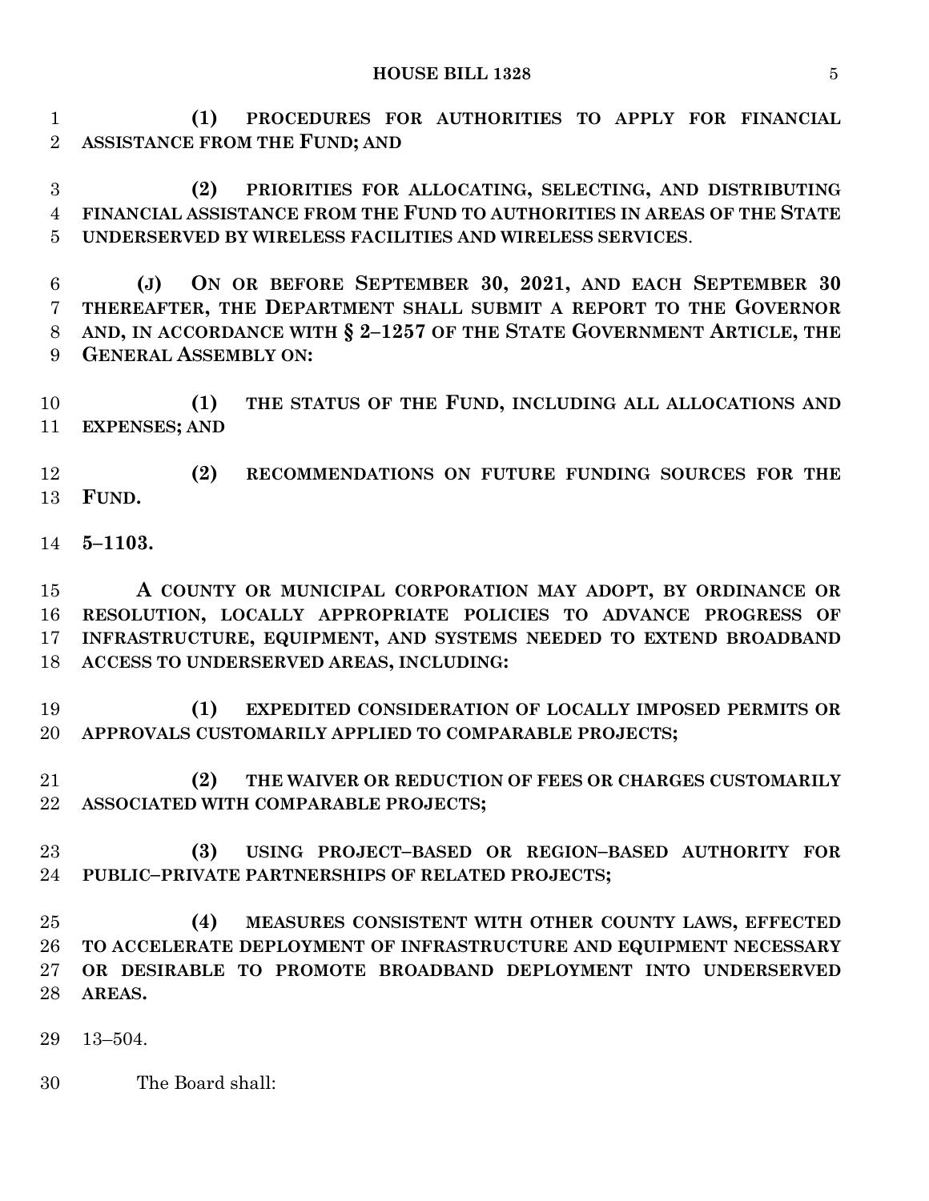**(1) PROCEDURES FOR AUTHORITIES TO APPLY FOR FINANCIAL ASSISTANCE FROM THE FUND; AND**

**(2) PRIORITIES FOR ALLOCATING, SELECTING, AND DISTRIBUTING FINANCIAL ASSISTANCE FROM THE FUND TO AUTHORITIES IN AREAS OF THE STATE UNDERSERVED BY WIRELESS FACILITIES AND WIRELESS SERVICES**.

**(J) ON OR BEFORE SEPTEMBER 30, 2021, AND EACH SEPTEMBER 30 THEREAFTER, THE DEPARTMENT SHALL SUBMIT A REPORT TO THE GOVERNOR AND, IN ACCORDANCE WITH § 2–1257 OF THE STATE GOVERNMENT ARTICLE, THE GENERAL ASSEMBLY ON:**

**(1) THE STATUS OF THE FUND, INCLUDING ALL ALLOCATIONS AND EXPENSES; AND**

**(2) RECOMMENDATIONS ON FUTURE FUNDING SOURCES FOR THE FUND.**

**5–1103.**

**A COUNTY OR MUNICIPAL CORPORATION MAY ADOPT, BY ORDINANCE OR RESOLUTION, LOCALLY APPROPRIATE POLICIES TO ADVANCE PROGRESS OF INFRASTRUCTURE, EQUIPMENT, AND SYSTEMS NEEDED TO EXTEND BROADBAND ACCESS TO UNDERSERVED AREAS, INCLUDING:**

**(1) EXPEDITED CONSIDERATION OF LOCALLY IMPOSED PERMITS OR APPROVALS CUSTOMARILY APPLIED TO COMPARABLE PROJECTS;**

**(2) THE WAIVER OR REDUCTION OF FEES OR CHARGES CUSTOMARILY ASSOCIATED WITH COMPARABLE PROJECTS;**

**(3) USING PROJECT–BASED OR REGION–BASED AUTHORITY FOR PUBLIC–PRIVATE PARTNERSHIPS OF RELATED PROJECTS;**

**(4) MEASURES CONSISTENT WITH OTHER COUNTY LAWS, EFFECTED TO ACCELERATE DEPLOYMENT OF INFRASTRUCTURE AND EQUIPMENT NECESSARY OR DESIRABLE TO PROMOTE BROADBAND DEPLOYMENT INTO UNDERSERVED AREAS.**

13–504.

The Board shall: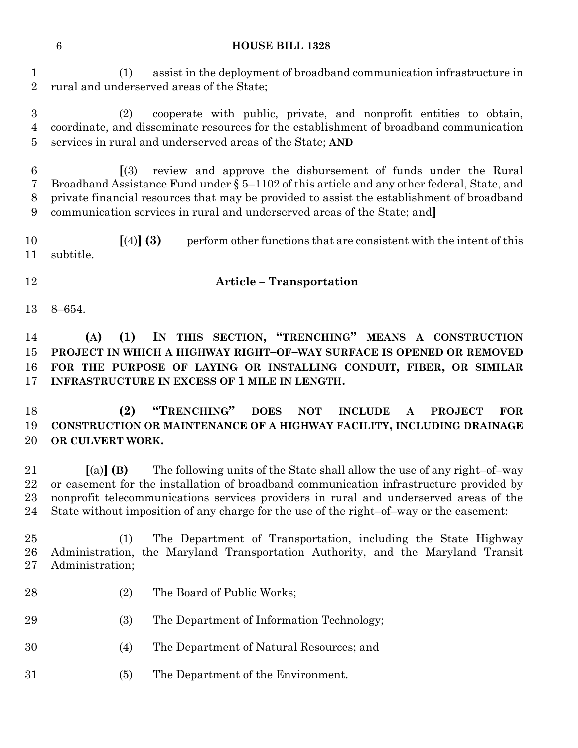(1) assist in the deployment of broadband communication infrastructure in rural and underserved areas of the State;

(2) cooperate with public, private, and nonprofit entities to obtain, coordinate, and disseminate resources for the establishment of broadband communication services in rural and underserved areas of the State; **AND**

**[**(3) review and approve the disbursement of funds under the Rural Broadband Assistance Fund under § 5–1102 of this article and any other federal, State, and private financial resources that may be provided to assist the establishment of broadband communication services in rural and underserved areas of the State; and**]**

**[**(4)**]** **(3)** perform other functions that are consistent with the intent of this subtitle.

## Article – Transportation

8–654.

**(A) (1) IN THIS SECTION, "TRENCHING" MEANS A CONSTRUCTION PROJECT IN WHICH A HIGHWAY RIGHT–OF–WAY SURFACE IS OPENED OR REMOVED FOR THE PURPOSE OF LAYING OR INSTALLING CONDUIT, FIBER, OR SIMILAR INFRASTRUCTURE IN EXCESS OF 1 MILE IN LENGTH.**

**(2) "TRENCHING" DOES NOT INCLUDE A PROJECT FOR CONSTRUCTION OR MAINTENANCE OF A HIGHWAY FACILITY, INCLUDING DRAINAGE OR CULVERT WORK.**

**[**(a)**]** **(B)** The following units of the State shall allow the use of any right–of–way or easement for the installation of broadband communication infrastructure provided by nonprofit telecommunications services providers in rural and underserved areas of the State without imposition of any charge for the use of the right–of–way or the easement:

(1) The Department of Transportation, including the State Highway Administration, the Maryland Transportation Authority, and the Maryland Transit Administration;

(2) The Board of Public Works;

(3) The Department of Information Technology;

(4) The Department of Natural Resources; and

(5) The Department of the Environment.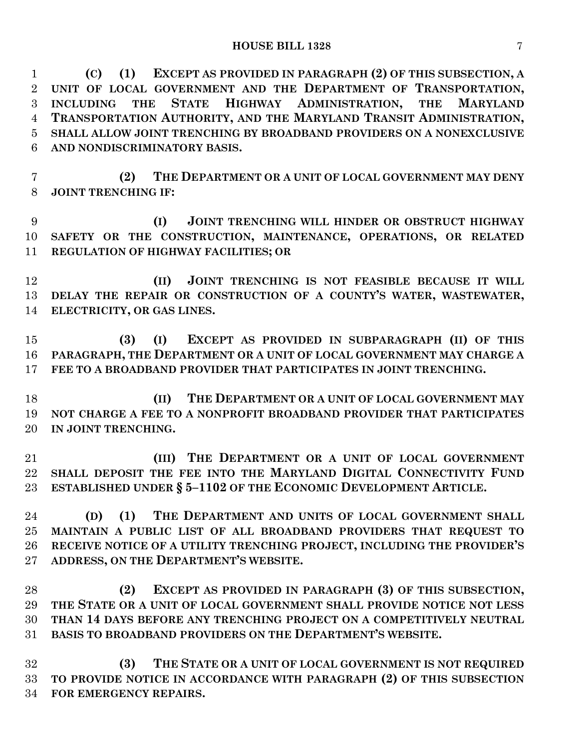**(C) (1) EXCEPT AS PROVIDED IN PARAGRAPH (2) OF THIS SUBSECTION, A UNIT OF LOCAL GOVERNMENT AND THE DEPARTMENT OF TRANSPORTATION, INCLUDING THE STATE HIGHWAY ADMINISTRATION, THE MARYLAND TRANSPORTATION AUTHORITY, AND THE MARYLAND TRANSIT ADMINISTRATION, SHALL ALLOW JOINT TRENCHING BY BROADBAND PROVIDERS ON A NONEXCLUSIVE AND NONDISCRIMINATORY BASIS.**

**(2) THE DEPARTMENT OR A UNIT OF LOCAL GOVERNMENT MAY DENY JOINT TRENCHING IF:**

**(I) JOINT TRENCHING WILL HINDER OR OBSTRUCT HIGHWAY SAFETY OR THE CONSTRUCTION, MAINTENANCE, OPERATIONS, OR RELATED REGULATION OF HIGHWAY FACILITIES; OR**

**(II) JOINT TRENCHING IS NOT FEASIBLE BECAUSE IT WILL DELAY THE REPAIR OR CONSTRUCTION OF A COUNTY'S WATER, WASTEWATER, ELECTRICITY, OR GAS LINES.**

**(3) (I) EXCEPT AS PROVIDED IN SUBPARAGRAPH (II) OF THIS PARAGRAPH, THE DEPARTMENT OR A UNIT OF LOCAL GOVERNMENT MAY CHARGE A FEE TO A BROADBAND PROVIDER THAT PARTICIPATES IN JOINT TRENCHING.**

**(II) THE DEPARTMENT OR A UNIT OF LOCAL GOVERNMENT MAY NOT CHARGE A FEE TO A NONPROFIT BROADBAND PROVIDER THAT PARTICIPATES IN JOINT TRENCHING.**

**(III) THE DEPARTMENT OR A UNIT OF LOCAL GOVERNMENT SHALL DEPOSIT THE FEE INTO THE MARYLAND DIGITAL CONNECTIVITY FUND ESTABLISHED UNDER § 5–1102 OF THE ECONOMIC DEVELOPMENT ARTICLE.**

**(D) (1) THE DEPARTMENT AND UNITS OF LOCAL GOVERNMENT SHALL MAINTAIN A PUBLIC LIST OF ALL BROADBAND PROVIDERS THAT REQUEST TO RECEIVE NOTICE OF A UTILITY TRENCHING PROJECT, INCLUDING THE PROVIDER'S ADDRESS, ON THE DEPARTMENT'S WEBSITE.**

**(2) EXCEPT AS PROVIDED IN PARAGRAPH (3) OF THIS SUBSECTION, THE STATE OR A UNIT OF LOCAL GOVERNMENT SHALL PROVIDE NOTICE NOT LESS THAN 14 DAYS BEFORE ANY TRENCHING PROJECT ON A COMPETITIVELY NEUTRAL BASIS TO BROADBAND PROVIDERS ON THE DEPARTMENT'S WEBSITE.**

**(3) THE STATE OR A UNIT OF LOCAL GOVERNMENT IS NOT REQUIRED TO PROVIDE NOTICE IN ACCORDANCE WITH PARAGRAPH (2) OF THIS SUBSECTION FOR EMERGENCY REPAIRS.**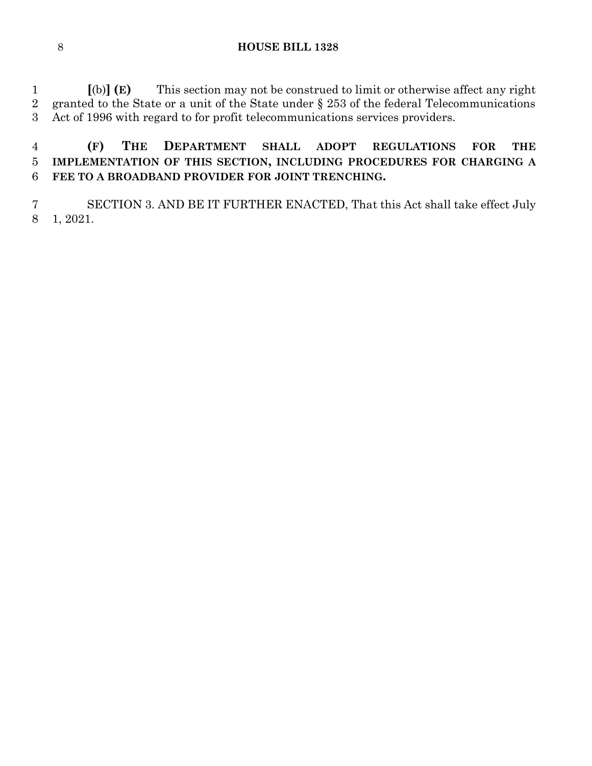**[**(b)**] (E)** This section may not be construed to limit or otherwise affect any right granted to the State or a unit of the State under § 253 of the federal Telecommunications Act of 1996 with regard to for profit telecommunications services providers.

**(F) THE DEPARTMENT SHALL ADOPT REGULATIONS FOR THE IMPLEMENTATION OF THIS SECTION, INCLUDING PROCEDURES FOR CHARGING A FEE TO A BROADBAND PROVIDER FOR JOINT TRENCHING.**

SECTION 3. AND BE IT FURTHER ENACTED, That this Act shall take effect July 1, 2021.